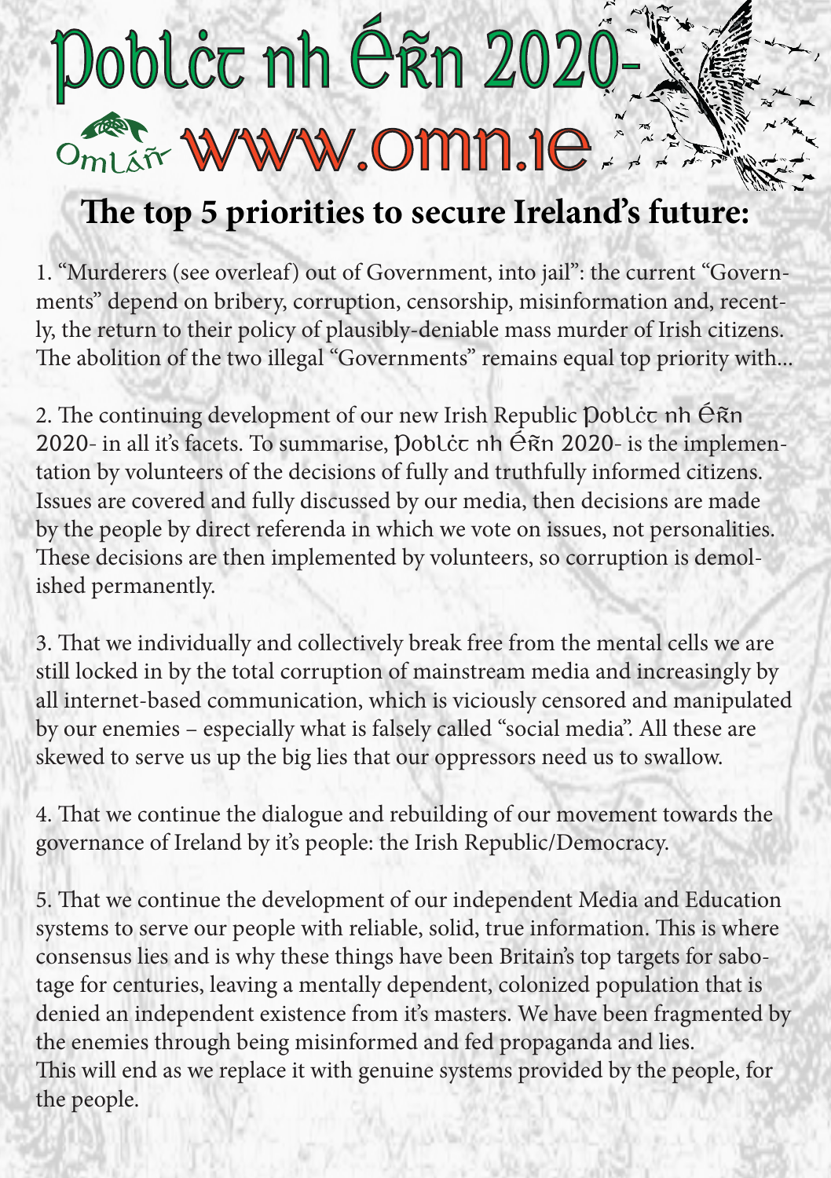# Poblċt nh Éñn 2020-

Omláñ www.omn.ie

## The top 5 priorities to secure Ireland's future:

1. "Murderers (see overleaf) out of Government, into jail": the current "Governments" depend on bribery, corruption, censorship, misinformation and, recently, the return to their policy of plausibly-deniable mass murder of Irish citizens. The abolition of the two illegal "Governments" remains equal top priority with...

2. The continuing development of our new Irish Republic Poblċt nh Éñn 2020- in all it's facets. To summarise, Poblċt nh Éñn 2020- is the implementation by volunteers of the decisions of fully and truthfully informed citizens. Issues are covered and fully discussed by our media, then decisions are made by the people by direct referenda in which we vote on issues, not personalities. These decisions are then implemented by volunteers, so corruption is demolished permanently.

3. That we individually and collectively break free from the mental cells we are still locked in by the total corruption of mainstream media and increasingly by all internet-based communication, which is viciously censored and manipulated by our enemies – especially what is falsely called "social media". All these are skewed to serve us up the big lies that our oppressors need us to swallow.

4. That we continue the dialogue and rebuilding of our movement towards the governance of Ireland by it's people: the Irish Republic/Democracy.

5. That we continue the development of our independent Media and Education systems to serve our people with reliable, solid, true information. This is where consensus lies and is why these things have been Britain's top targets for sabotage for centuries, leaving a mentally dependent, colonized population that is denied an independent existence from it's masters. We have been fragmented by the enemies through being misinformed and fed propaganda and lies.
This will end as we replace it with genuine systems provided by the people, for the people.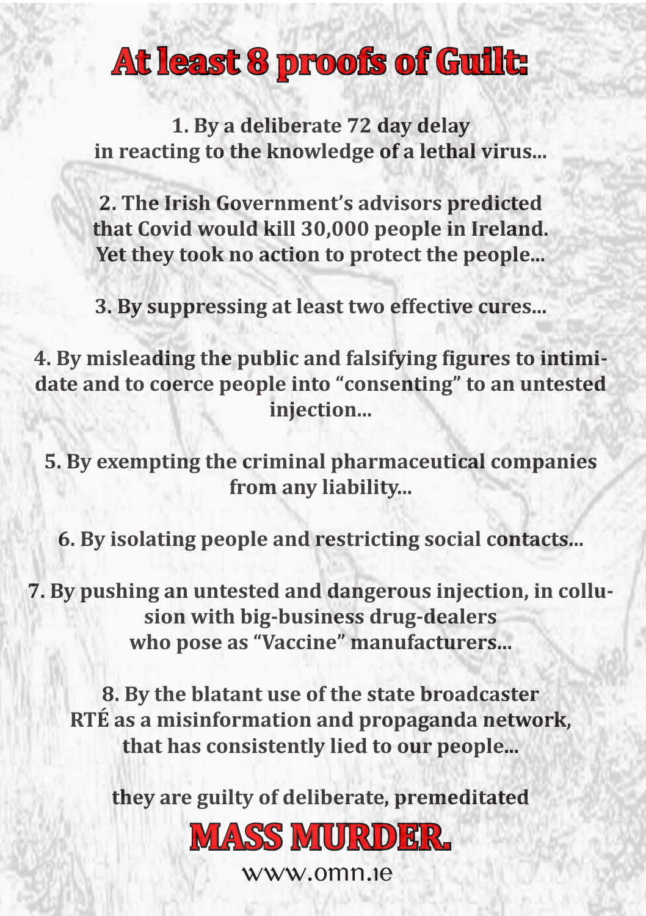# At least 8 proofs of Guilt:

**1. By a deliberate 72 day delay in reacting to the knowledge of a lethal virus...**

**2. The Irish Government's advisors predicted that Covid would kill 30,000 people in Ireland. Yet they took no action to protect the people...**

**3. By suppressing at least two effective cures...**

**4. By misleading the public and falsifying figures to intimidate and to coerce people into "consenting" to an untested injection...**

**5. By exempting the criminal pharmaceutical companies from any liability...**

**6. By isolating people and restricting social contacts...**

**7. By pushing an untested and dangerous injection, in collusion with big-business drug-dealers who pose as "Vaccine" manufacturers...**

**8. By the blatant use of the state broadcaster RTÉ as a misinformation and propaganda network, that has consistently lied to our people...**

**they are guilty of deliberate, premeditated**

# MASS MURDER.

www.omn.ie